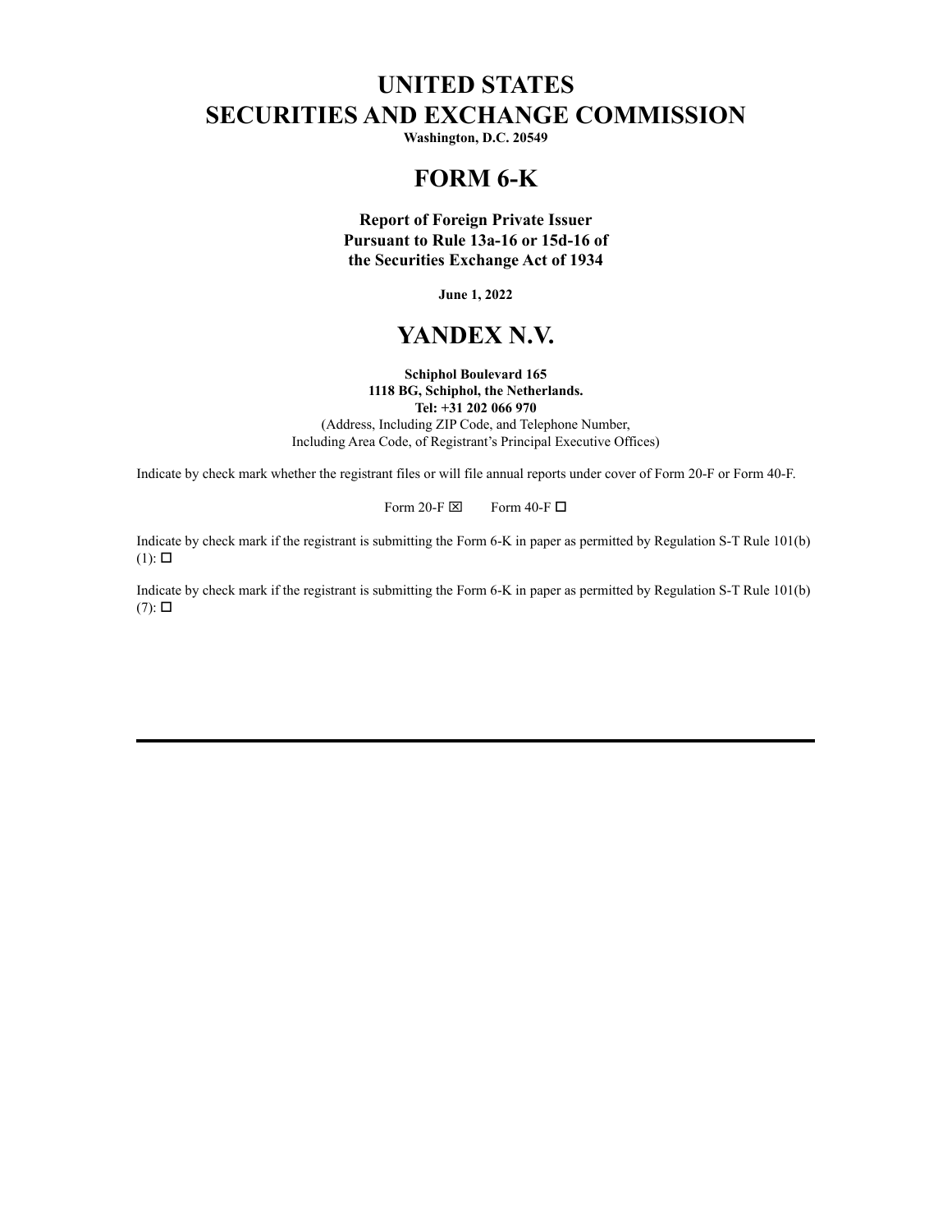# UNITED STATES
# SECURITIES AND EXCHANGE COMMISSION

**Washington, D.C. 20549**

# FORM 6-K

**Report of Foreign Private Issuer**
**Pursuant to Rule 13a-16 or 15d-16 of**
**the Securities Exchange Act of 1934**

**June 1, 2022**

# YANDEX N.V.

**Schiphol Boulevard 165**
**1118 BG, Schiphol, the Netherlands.**
**Tel: +31 202 066 970**
(Address, Including ZIP Code, and Telephone Number,
Including Area Code, of Registrant's Principal Executive Offices)

Indicate by check mark whether the registrant files or will file annual reports under cover of Form 20-F or Form 40-F.

Form 20-F ☒ Form 40-F ☐

Indicate by check mark if the registrant is submitting the Form 6-K in paper as permitted by Regulation S-T Rule 101(b)(1): ☐

Indicate by check mark if the registrant is submitting the Form 6-K in paper as permitted by Regulation S-T Rule 101(b)(7): ☐

---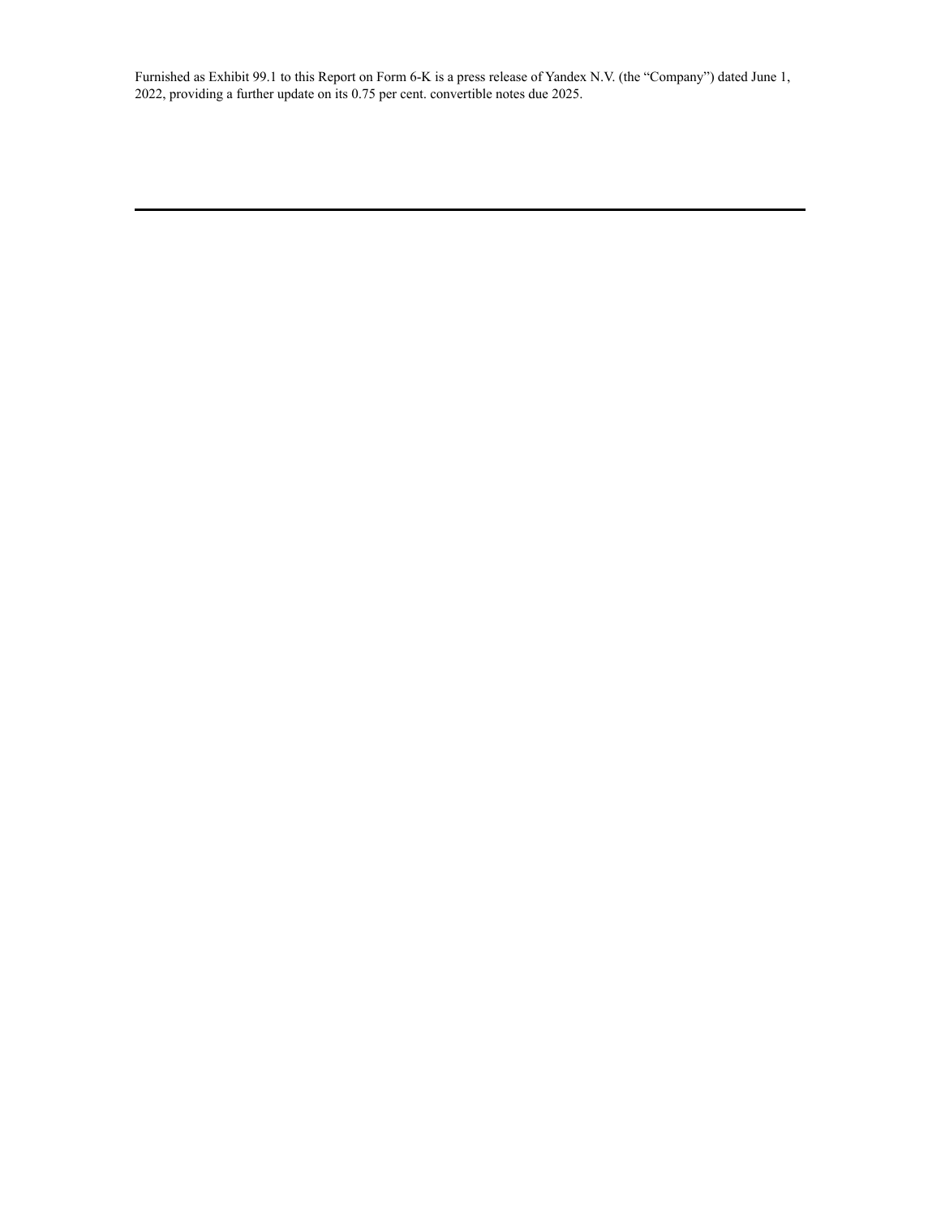Furnished as Exhibit 99.1 to this Report on Form 6-K is a press release of Yandex N.V. (the “Company”) dated June 1, 2022, providing a further update on its 0.75 per cent. convertible notes due 2025.

---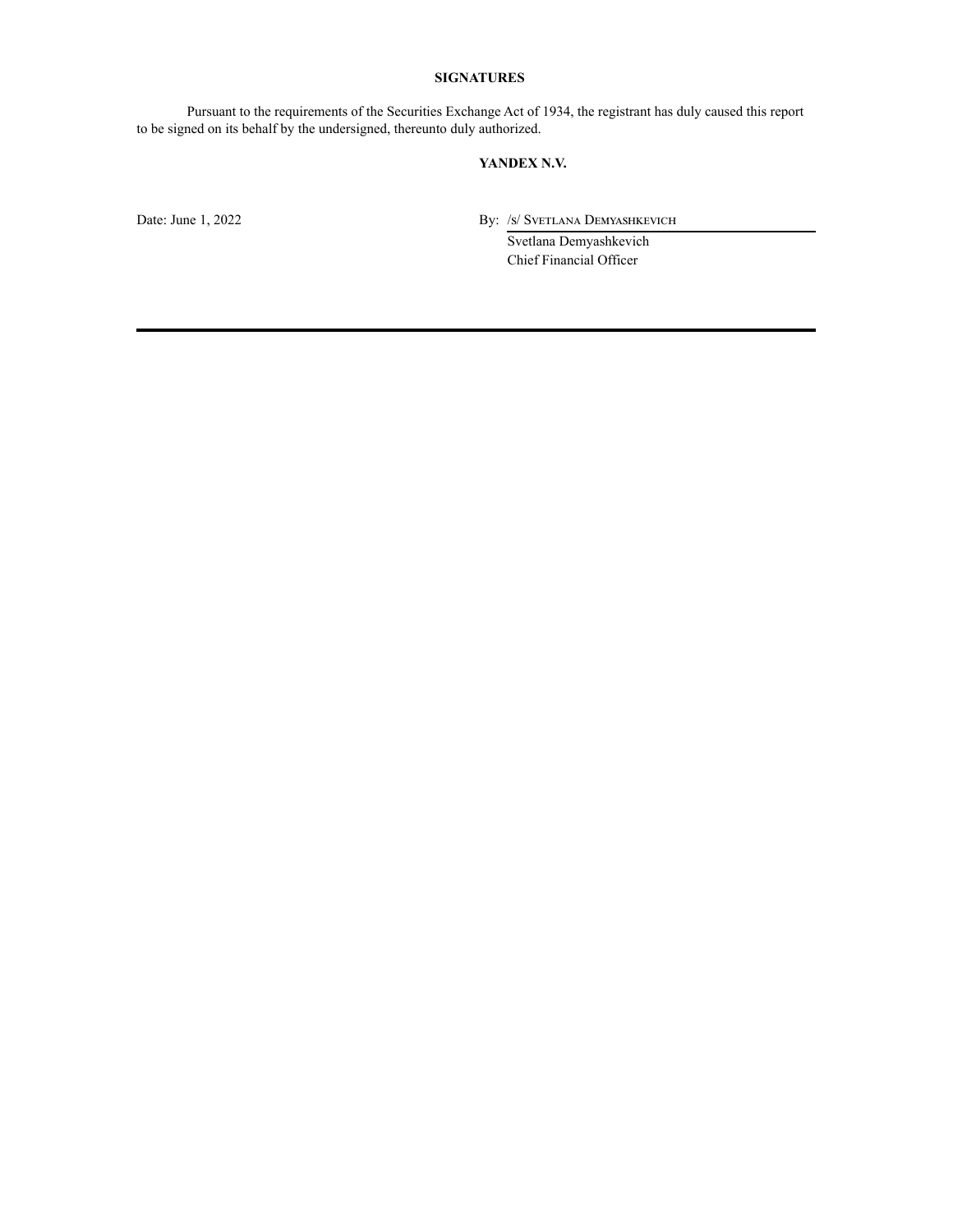## SIGNATURES

Pursuant to the requirements of the Securities Exchange Act of 1934, the registrant has duly caused this report to be signed on its behalf by the undersigned, thereunto duly authorized.

**YANDEX N.V.**

Date: June 1, 2022

By: /s/ SVETLANA DEMYASHKEVICH

Svetlana Demyashkevich
Chief Financial Officer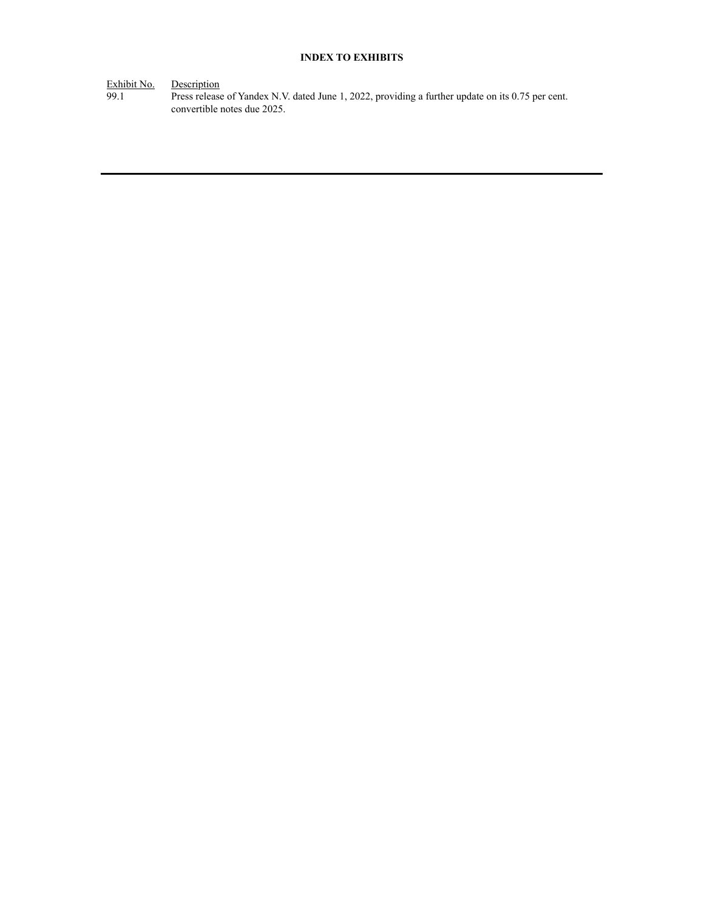**INDEX TO EXHIBITS**

| Exhibit No. | Description |
| --- | --- |
| 99.1 | Press release of Yandex N.V. dated June 1, 2022, providing a further update on its 0.75 per cent. convertible notes due 2025. |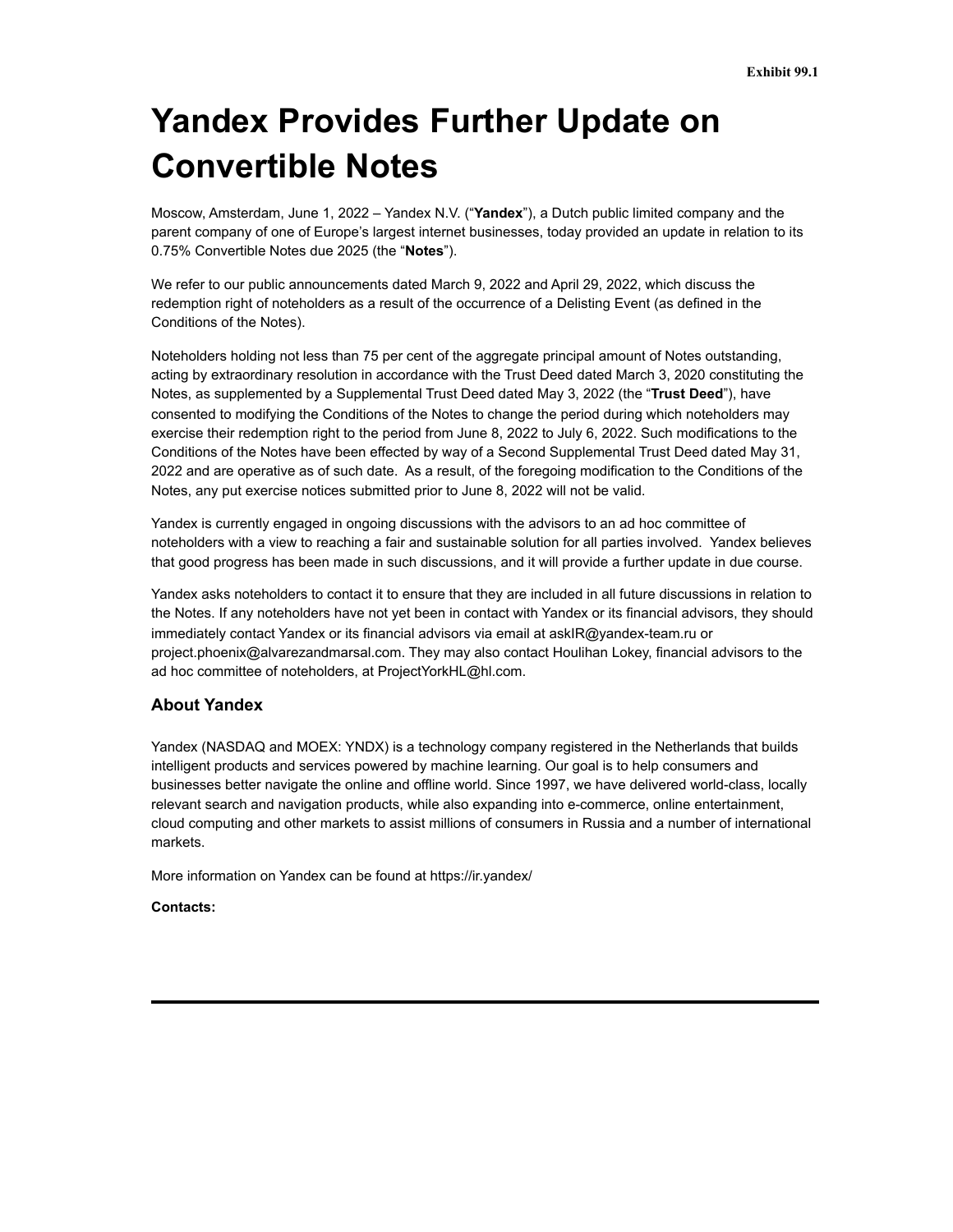Exhibit 99.1

# Yandex Provides Further Update on Convertible Notes

Moscow, Amsterdam, June 1, 2022 – Yandex N.V. ("**Yandex**"), a Dutch public limited company and the parent company of one of Europe's largest internet businesses, today provided an update in relation to its 0.75% Convertible Notes due 2025 (the "**Notes**").

We refer to our public announcements dated March 9, 2022 and April 29, 2022, which discuss the redemption right of noteholders as a result of the occurrence of a Delisting Event (as defined in the Conditions of the Notes).

Noteholders holding not less than 75 per cent of the aggregate principal amount of Notes outstanding, acting by extraordinary resolution in accordance with the Trust Deed dated March 3, 2020 constituting the Notes, as supplemented by a Supplemental Trust Deed dated May 3, 2022 (the "**Trust Deed**"), have consented to modifying the Conditions of the Notes to change the period during which noteholders may exercise their redemption right to the period from June 8, 2022 to July 6, 2022. Such modifications to the Conditions of the Notes have been effected by way of a Second Supplemental Trust Deed dated May 31, 2022 and are operative as of such date. As a result, of the foregoing modification to the Conditions of the Notes, any put exercise notices submitted prior to June 8, 2022 will not be valid.

Yandex is currently engaged in ongoing discussions with the advisors to an ad hoc committee of noteholders with a view to reaching a fair and sustainable solution for all parties involved. Yandex believes that good progress has been made in such discussions, and it will provide a further update in due course.

Yandex asks noteholders to contact it to ensure that they are included in all future discussions in relation to the Notes. If any noteholders have not yet been in contact with Yandex or its financial advisors, they should immediately contact Yandex or its financial advisors via email at askIR@yandex-team.ru or project.phoenix@alvarezandmarsal.com. They may also contact Houlihan Lokey, financial advisors to the ad hoc committee of noteholders, at ProjectYorkHL@hl.com.

### About Yandex

Yandex (NASDAQ and MOEX: YNDX) is a technology company registered in the Netherlands that builds intelligent products and services powered by machine learning. Our goal is to help consumers and businesses better navigate the online and offline world. Since 1997, we have delivered world-class, locally relevant search and navigation products, while also expanding into e-commerce, online entertainment, cloud computing and other markets to assist millions of consumers in Russia and a number of international markets.

More information on Yandex can be found at https://ir.yandex/

**Contacts:**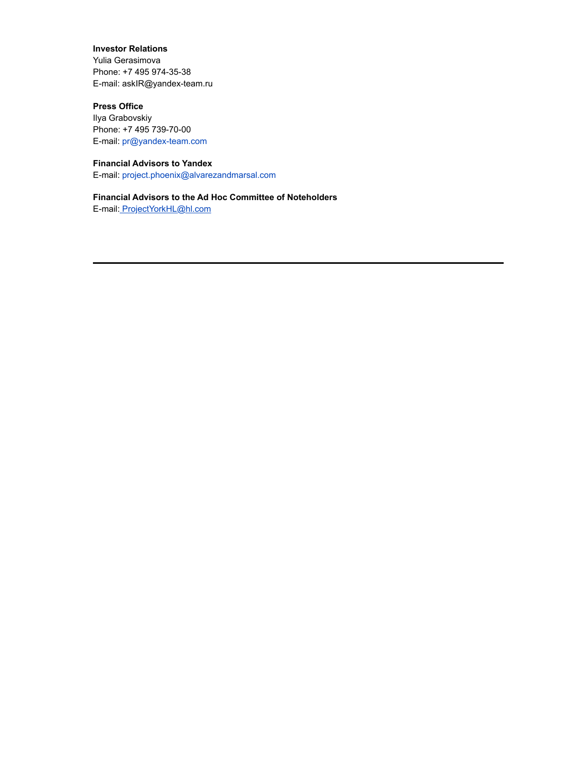**Investor Relations**
Yulia Gerasimova
Phone: +7 495 974-35-38
E-mail: askIR@yandex-team.ru

**Press Office**
Ilya Grabovskiy
Phone: +7 495 739-70-00
E-mail: pr@yandex-team.com

**Financial Advisors to Yandex**
E-mail: project.phoenix@alvarezandmarsal.com

**Financial Advisors to the Ad Hoc Committee of Noteholders**
E-mail: ProjectYorkHL@hl.com

---